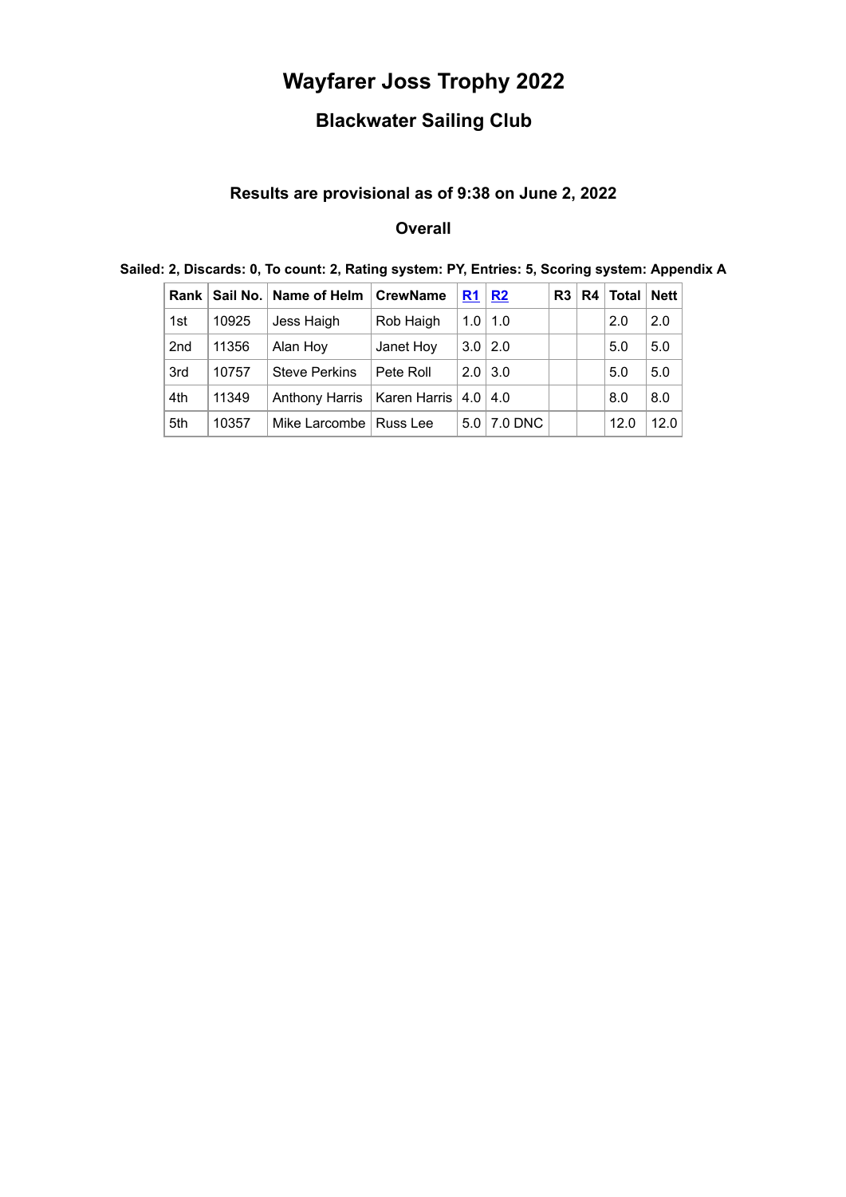# Wayfarer Joss Trophy 2022

## Blackwater Sailing Club

### Results are provisional as of 9:38 on June 2, 2022

### Overall

**Sailed: 2, Discards: 0, To count: 2, Rating system: PY, Entries: 5, Scoring system: Appendix A**

| Rank | Sail No. | Name of Helm | CrewName | R1 | R2 | R3 | R4 | Total | Nett |
|---|---|---|---|---|---|---|---|---|---|
| 1st | 10925 | Jess Haigh | Rob Haigh | 1.0 | 1.0 | | | 2.0 | 2.0 |
| 2nd | 11356 | Alan Hoy | Janet Hoy | 3.0 | 2.0 | | | 5.0 | 5.0 |
| 3rd | 10757 | Steve Perkins | Pete Roll | 2.0 | 3.0 | | | 5.0 | 5.0 |
| 4th | 11349 | Anthony Harris | Karen Harris | 4.0 | 4.0 | | | 8.0 | 8.0 |
| 5th | 10357 | Mike Larcombe | Russ Lee | 5.0 | 7.0 DNC | | | 12.0 | 12.0 |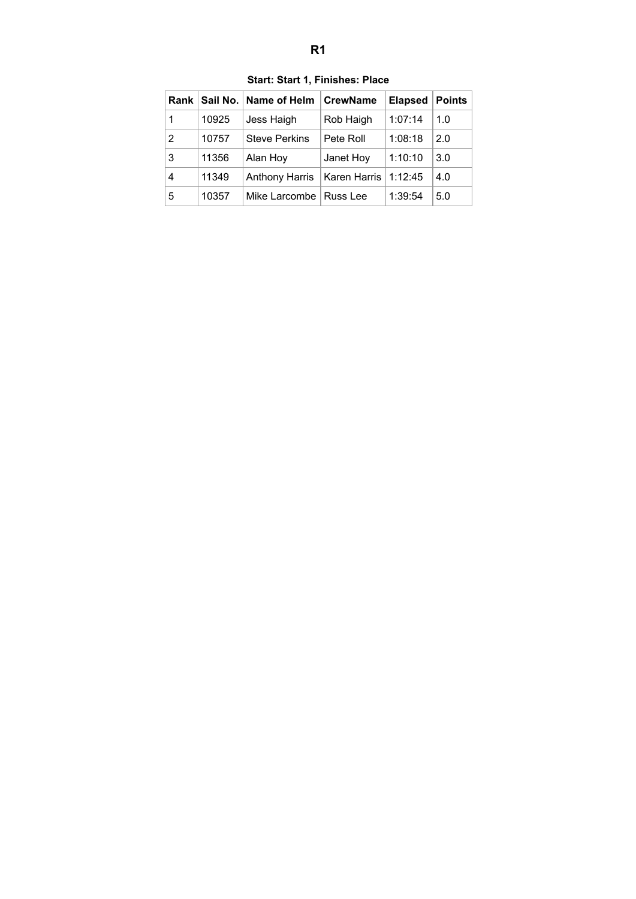## R1

**Start: Start 1, Finishes: Place**

| Rank | Sail No. | Name of Helm | CrewName | Elapsed | Points |
|---|---|---|---|---|---|
| 1 | 10925 | Jess Haigh | Rob Haigh | 1:07:14 | 1.0 |
| 2 | 10757 | Steve Perkins | Pete Roll | 1:08:18 | 2.0 |
| 3 | 11356 | Alan Hoy | Janet Hoy | 1:10:10 | 3.0 |
| 4 | 11349 | Anthony Harris | Karen Harris | 1:12:45 | 4.0 |
| 5 | 10357 | Mike Larcombe | Russ Lee | 1:39:54 | 5.0 |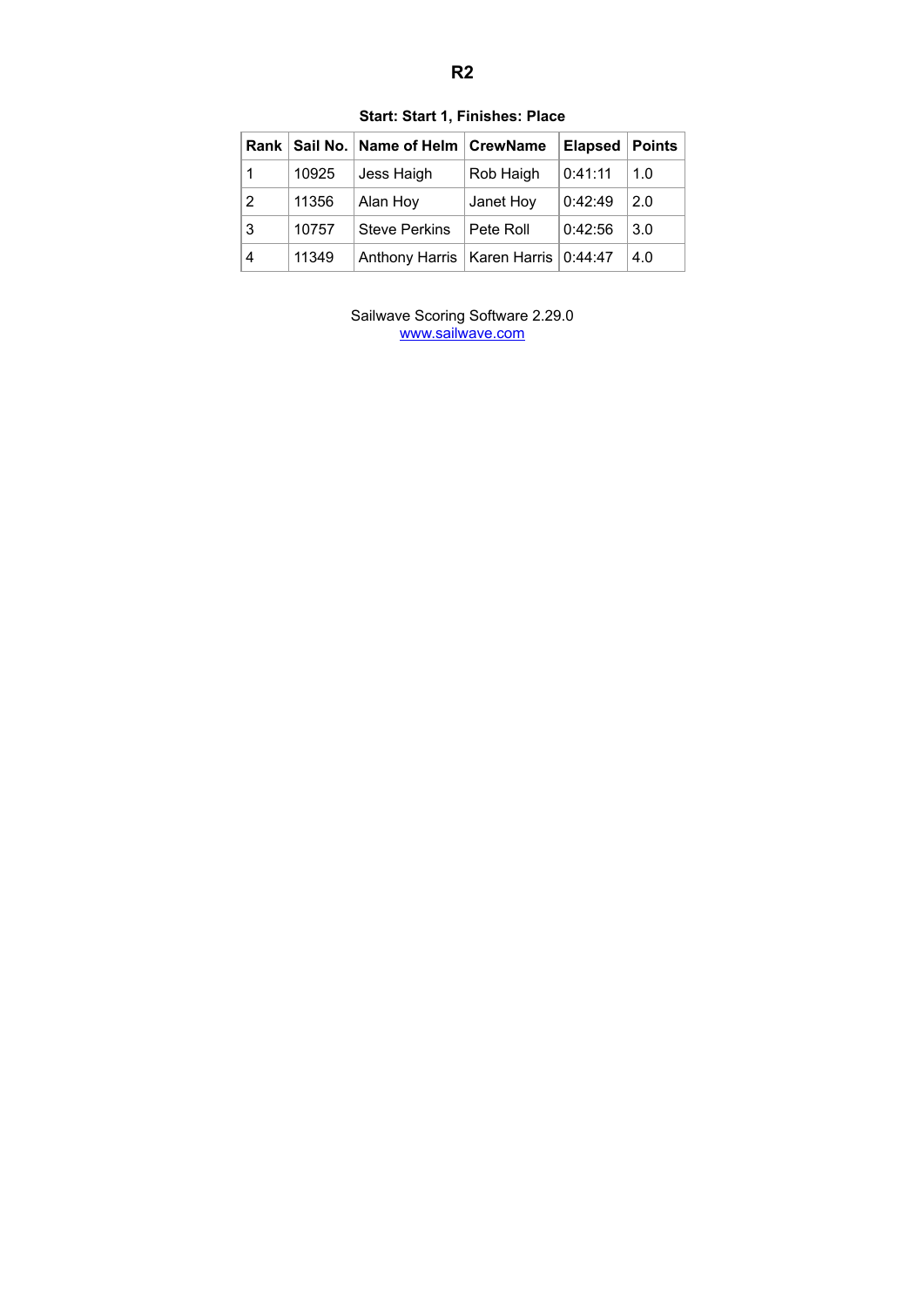## R2

**Start: Start 1, Finishes: Place**

| Rank | Sail No. | Name of Helm | CrewName | Elapsed | Points |
|---|---|---|---|---|---|
| 1 | 10925 | Jess Haigh | Rob Haigh | 0:41:11 | 1.0 |
| 2 | 11356 | Alan Hoy | Janet Hoy | 0:42:49 | 2.0 |
| 3 | 10757 | Steve Perkins | Pete Roll | 0:42:56 | 3.0 |
| 4 | 11349 | Anthony Harris | Karen Harris | 0:44:47 | 4.0 |

Sailwave Scoring Software 2.29.0
www.sailwave.com